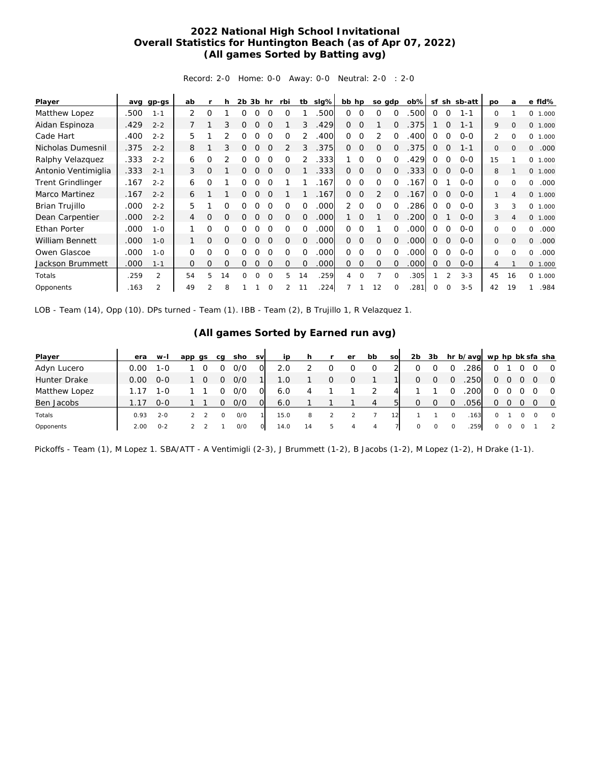# 2022 National High School Invitational
## Overall Statistics for Huntington Beach (as of Apr 07, 2022)
### (All games Sorted by Batting avg)

Record: 2-0 Home: 0-0 Away: 0-0 Neutral: 2-0 : 2-0

| Player | avg | gp-gs | ab | r | h | 2b | 3b | hr | rbi | tb | slg% | bb | hp | so | gdp | ob% | sf | sh | sb-att | po | a | e | fld% |
|---|---|---|---|---|---|---|---|---|---|---|---|---|---|---|---|---|---|---|---|---|---|---|---|
| Matthew Lopez | .500 | 1-1 | 2 | 0 | 1 | 0 | 0 | 0 | 0 | 1 | .500 | 0 | 0 | 0 | 0 | .500 | 0 | 0 | 1-1 | 0 | 1 | 0 | 1.000 |
| Aidan Espinoza | .429 | 2-2 | 7 | 1 | 3 | 0 | 0 | 0 | 1 | 3 | .429 | 0 | 0 | 1 | 0 | .375 | 1 | 0 | 1-1 | 9 | 0 | 0 | 1.000 |
| Cade Hart | .400 | 2-2 | 5 | 1 | 2 | 0 | 0 | 0 | 0 | 2 | .400 | 0 | 0 | 2 | 0 | .400 | 0 | 0 | 0-0 | 2 | 0 | 0 | 1.000 |
| Nicholas Dumesnil | .375 | 2-2 | 8 | 1 | 3 | 0 | 0 | 0 | 2 | 3 | .375 | 0 | 0 | 0 | 0 | .375 | 0 | 0 | 1-1 | 0 | 0 | 0 | .000 |
| Ralphy Velazquez | .333 | 2-2 | 6 | 0 | 2 | 0 | 0 | 0 | 0 | 2 | .333 | 1 | 0 | 0 | 0 | .429 | 0 | 0 | 0-0 | 15 | 1 | 0 | 1.000 |
| Antonio Ventimiglia | .333 | 2-1 | 3 | 0 | 1 | 0 | 0 | 0 | 0 | 1 | .333 | 0 | 0 | 0 | 0 | .333 | 0 | 0 | 0-0 | 8 | 1 | 0 | 1.000 |
| Trent Grindlinger | .167 | 2-2 | 6 | 0 | 1 | 0 | 0 | 0 | 1 | 1 | .167 | 0 | 0 | 0 | 0 | .167 | 0 | 1 | 0-0 | 0 | 0 | 0 | .000 |
| Marco Martinez | .167 | 2-2 | 6 | 1 | 1 | 0 | 0 | 0 | 1 | 1 | .167 | 0 | 0 | 2 | 0 | .167 | 0 | 0 | 0-0 | 1 | 4 | 0 | 1.000 |
| Brian Trujillo | .000 | 2-2 | 5 | 1 | 0 | 0 | 0 | 0 | 0 | 0 | .000 | 2 | 0 | 0 | 0 | .286 | 0 | 0 | 0-0 | 3 | 3 | 0 | 1.000 |
| Dean Carpentier | .000 | 2-2 | 4 | 0 | 0 | 0 | 0 | 0 | 0 | 0 | .000 | 1 | 0 | 1 | 0 | .200 | 0 | 1 | 0-0 | 3 | 4 | 0 | 1.000 |
| Ethan Porter | .000 | 1-0 | 1 | 0 | 0 | 0 | 0 | 0 | 0 | 0 | .000 | 0 | 0 | 1 | 0 | .000 | 0 | 0 | 0-0 | 0 | 0 | 0 | .000 |
| William Bennett | .000 | 1-0 | 1 | 0 | 0 | 0 | 0 | 0 | 0 | 0 | .000 | 0 | 0 | 0 | 0 | .000 | 0 | 0 | 0-0 | 0 | 0 | 0 | .000 |
| Owen Glascoe | .000 | 1-0 | 0 | 0 | 0 | 0 | 0 | 0 | 0 | 0 | .000 | 0 | 0 | 0 | 0 | .000 | 0 | 0 | 0-0 | 0 | 0 | 0 | .000 |
| Jackson Brummett | .000 | 1-1 | 0 | 0 | 0 | 0 | 0 | 0 | 0 | 0 | .000 | 0 | 0 | 0 | 0 | .000 | 0 | 0 | 0-0 | 4 | 1 | 0 | 1.000 |
| Totals | .259 | 2 | 54 | 5 | 14 | 0 | 0 | 0 | 5 | 14 | .259 | 4 | 0 | 7 | 0 | .305 | 1 | 2 | 3-3 | 45 | 16 | 0 | 1.000 |
| Opponents | .163 | 2 | 49 | 2 | 8 | 1 | 1 | 0 | 2 | 11 | .224 | 7 | 1 | 12 | 0 | .281 | 0 | 0 | 3-5 | 42 | 19 | 1 | .984 |

LOB - Team (14), Opp (10). DPs turned - Team (1). IBB - Team (2), B Trujillo 1, R Velazquez 1.

### (All games Sorted by Earned run avg)

| Player | era | w-l | app | gs | cg | sho | sv | ip | h | r | er | bb | so | 2b | 3b | hr | b/avg | wp | hp | bk | sfa | sha |
|---|---|---|---|---|---|---|---|---|---|---|---|---|---|---|---|---|---|---|---|---|---|---|
| Adyn Lucero | 0.00 | 1-0 | 1 | 0 | 0 | 0/0 | 0 | 2.0 | 2 | 0 | 0 | 0 | 2 | 0 | 0 | 0 | .286 | 0 | 1 | 0 | 0 | 0 |
| Hunter Drake | 0.00 | 0-0 | 1 | 0 | 0 | 0/0 | 1 | 1.0 | 1 | 0 | 0 | 1 | 1 | 0 | 0 | 0 | .250 | 0 | 0 | 0 | 0 | 0 |
| Matthew Lopez | 1.17 | 1-0 | 1 | 1 | 0 | 0/0 | 0 | 6.0 | 4 | 1 | 1 | 2 | 4 | 1 | 1 | 0 | .200 | 0 | 0 | 0 | 0 | 0 |
| Ben Jacobs | 1.17 | 0-0 | 1 | 1 | 0 | 0/0 | 0 | 6.0 | 1 | 1 | 1 | 4 | 5 | 0 | 0 | 0 | .056 | 0 | 0 | 0 | 0 | 0 |
| Totals | 0.93 | 2-0 | 2 | 2 | 0 | 0/0 | 1 | 15.0 | 8 | 2 | 2 | 7 | 12 | 1 | 1 | 0 | .163 | 0 | 1 | 0 | 0 | 0 |
| Opponents | 2.00 | 0-2 | 2 | 2 | 1 | 0/0 | 0 | 14.0 | 14 | 5 | 4 | 4 | 7 | 0 | 0 | 0 | .259 | 0 | 0 | 0 | 1 | 2 |

Pickoffs - Team (1), M Lopez 1. SBA/ATT - A Ventimigli (2-3), J Brummett (1-2), B Jacobs (1-2), M Lopez (1-2), H Drake (1-1).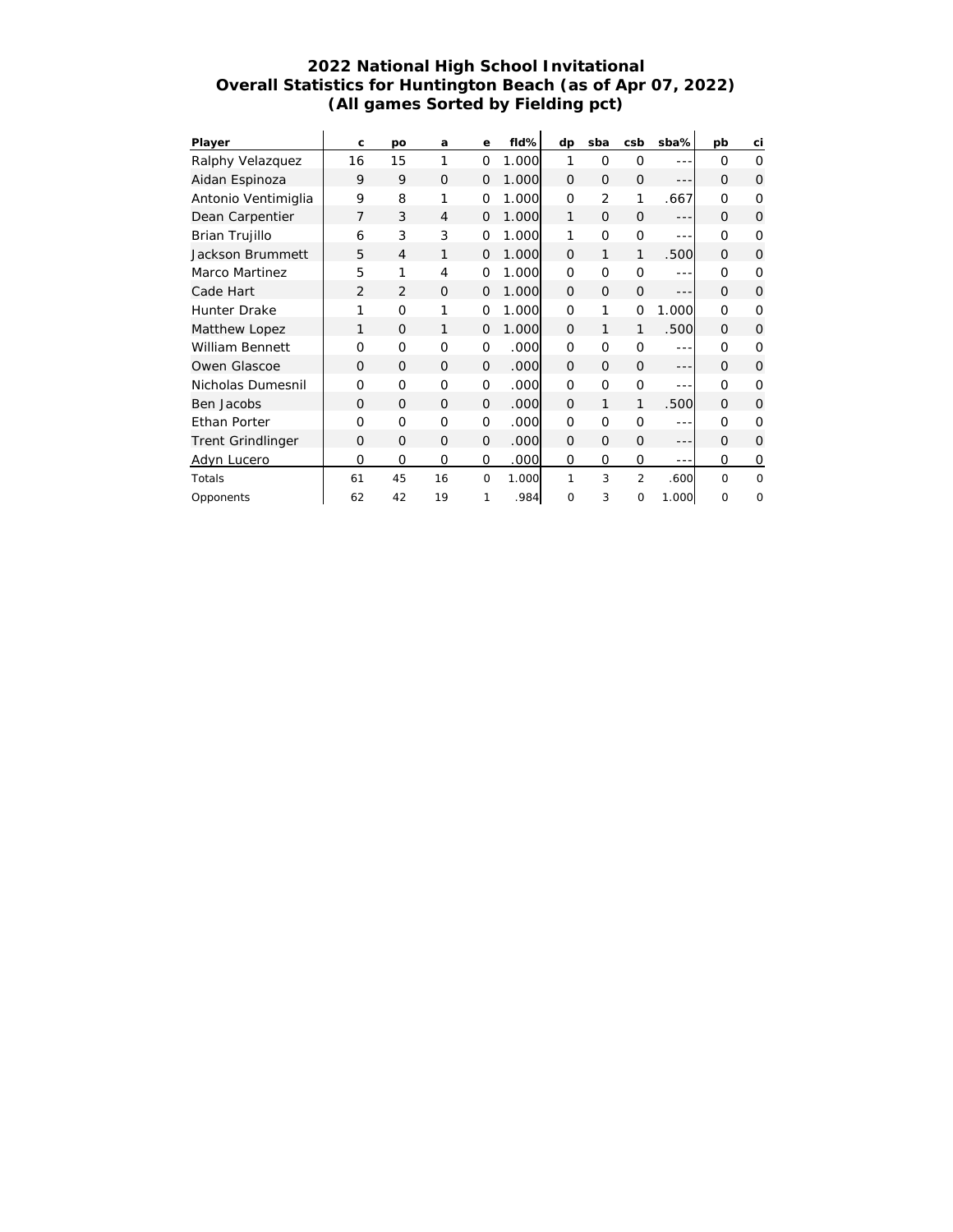# 2022 National High School Invitational
## Overall Statistics for Huntington Beach (as of Apr 07, 2022)
### (All games Sorted by Fielding pct)

| Player | c | po | a | e | fld% | dp | sba | csb | sba% | pb | ci |
|---|---|---|---|---|---|---|---|---|---|---|---|
| Ralphy Velazquez | 16 | 15 | 1 | 0 | 1.000 | 1 | 0 | 0 | --- | 0 | 0 |
| Aidan Espinoza | 9 | 9 | 0 | 0 | 1.000 | 0 | 0 | 0 | --- | 0 | 0 |
| Antonio Ventimiglia | 9 | 8 | 1 | 0 | 1.000 | 0 | 2 | 1 | .667 | 0 | 0 |
| Dean Carpentier | 7 | 3 | 4 | 0 | 1.000 | 1 | 0 | 0 | --- | 0 | 0 |
| Brian Trujillo | 6 | 3 | 3 | 0 | 1.000 | 1 | 0 | 0 | --- | 0 | 0 |
| Jackson Brummett | 5 | 4 | 1 | 0 | 1.000 | 0 | 1 | 1 | .500 | 0 | 0 |
| Marco Martinez | 5 | 1 | 4 | 0 | 1.000 | 0 | 0 | 0 | --- | 0 | 0 |
| Cade Hart | 2 | 2 | 0 | 0 | 1.000 | 0 | 0 | 0 | --- | 0 | 0 |
| Hunter Drake | 1 | 0 | 1 | 0 | 1.000 | 0 | 1 | 0 | 1.000 | 0 | 0 |
| Matthew Lopez | 1 | 0 | 1 | 0 | 1.000 | 0 | 1 | 1 | .500 | 0 | 0 |
| William Bennett | 0 | 0 | 0 | 0 | .000 | 0 | 0 | 0 | --- | 0 | 0 |
| Owen Glascoe | 0 | 0 | 0 | 0 | .000 | 0 | 0 | 0 | --- | 0 | 0 |
| Nicholas Dumesnil | 0 | 0 | 0 | 0 | .000 | 0 | 0 | 0 | --- | 0 | 0 |
| Ben Jacobs | 0 | 0 | 0 | 0 | .000 | 0 | 1 | 1 | .500 | 0 | 0 |
| Ethan Porter | 0 | 0 | 0 | 0 | .000 | 0 | 0 | 0 | --- | 0 | 0 |
| Trent Grindlinger | 0 | 0 | 0 | 0 | .000 | 0 | 0 | 0 | --- | 0 | 0 |
| Adyn Lucero | 0 | 0 | 0 | 0 | .000 | 0 | 0 | 0 | --- | 0 | 0 |
| Totals | 61 | 45 | 16 | 0 | 1.000 | 1 | 3 | 2 | .600 | 0 | 0 |
| Opponents | 62 | 42 | 19 | 1 | .984 | 0 | 3 | 0 | 1.000 | 0 | 0 |